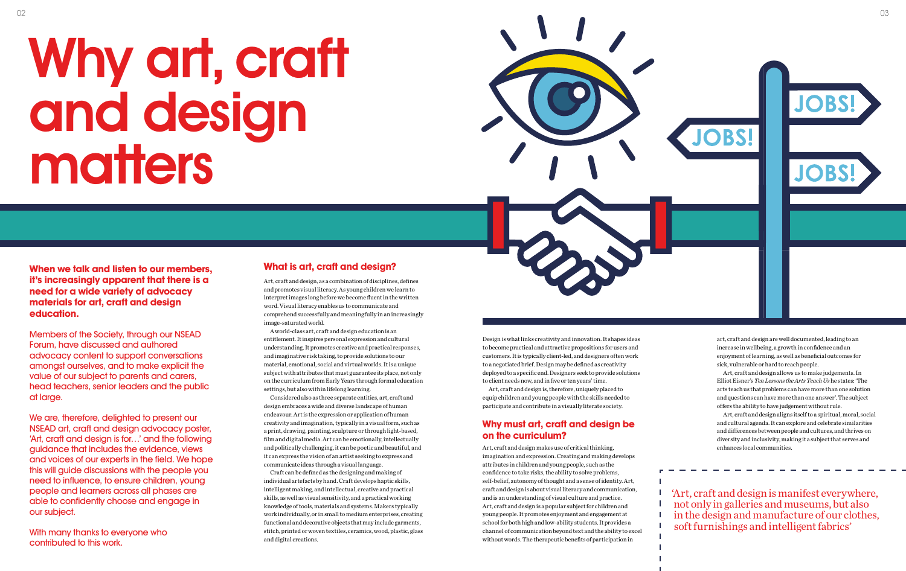# Why art, craft and design matters

**When we talk and listen to our members, it's increasingly apparent that there is a need for a wide variety of advocacy materials for art, craft and design education.**

Members of the Society, through our NSEAD Forum, have discussed and authored advocacy content to support conversations amongst ourselves, and to make explicit the value of our subject to parents and carers, head teachers, senior leaders and the public at large.

We are, therefore, delighted to present our NSEAD art, craft and design advocacy poster, 'Art, craft and design is for…' and the following guidance that includes the evidence, views and voices of our experts in the field. We hope this will guide discussions with the people you need to influence, to ensure children, young people and learners across all phases are able to confidently choose and engage in our subject.

With many thanks to everyone who contributed to this work.

## What is art, craft and design?

Art, craft and design, as a combination of disciplines, defines and promotes visual literacy. As young children we learn to interpret images long before we become fluent in the written word. Visual literacy enables us to communicate and comprehend successfully and meaningfully in an increasingly image-saturated world.

A world-class art, craft and design education is an entitlement. It inspires personal expression and cultural understanding. It promotes creative and practical responses, and imaginative risk taking, to provide solutions to our material, emotional, social and virtual worlds. It is a unique subject with attributes that must guarantee its place, not only on the curriculum from Early Years through formal education settings, but also within lifelong learning.

Considered also as three separate entities, art, craft and design embraces a wide and diverse landscape of human endeavour. Art is the expression or application of human creativity and imagination, typically in a visual form, such as a print, drawing, painting, sculpture or through light-based, film and digital media. Art can be emotionally, intellectually and politically challenging, it can be poetic and beautiful, and it can express the vision of an artist seeking to express and communicate ideas through a visual language.

Craft can be defined as the designing and making of individual artefacts by hand. Craft develops haptic skills, intelligent making, and intellectual, creative and practical skills, as well as visual sensitivity, and a practical working knowledge of tools, materials and systems. Makers typically work individually, or in small to medium enterprises, creating functional and decorative objects that may include garments, stitch, printed or woven textiles, ceramics, wood, plastic, glass and digital creations.

Design is what links creativity and innovation. It shapes ideas to become practical and attractive propositions for users and customers. It is typically client-led, and designers often work to a negotiated brief. Design may be defined as creativity deployed to a specific end. Designers seek to provide solutions to client needs now, and in five or ten years' time.

Art, craft and design is, therefore, uniquely placed to equip children and young people with the skills needed to participate and contribute in a visually literate society.

## Why must art, craft and design be on the curriculum?

Art, craft and design makes use of critical thinking, imagination and expression. Creating and making develops attributes in children and young people, such as the confidence to take risks, the ability to solve problems, self-belief, autonomy of thought and a sense of identity. Art, craft and design is about visual literacy and communication, and is an understanding of visual culture and practice. Art, craft and design is a popular subject for children and young people. It promotes enjoyment and engagement at school for both high and low-ability students. It provides a channel of communication beyond text and the ability to excel without words. The therapeutic benefits of participation in art, craft and design are well documented, leading to an increase in wellbeing, a growth in confidence and an enjoyment of learning, as well as beneficial outcomes for sick, vulnerable or hard to reach people.

Art, craft and design allows us to make judgements. In Elliot Eisner's *Ten Lessons the Arts Teach Us* he states: 'The arts teach us that problems can have more than one solution and questions can have more than one answer'. The subject offers the ability to have judgement without rule.

Art, craft and design aligns itself to a spiritual, moral, social and cultural agenda. It can explore and celebrate similarities and differences between people and cultures, and thrives on diversity and inclusivity, making it a subject that serves and enhances local communities.

> 'Art, craft and design is manifest everywhere, not only in galleries and museums, but also in the design and manufacture of our clothes, soft furnishings and intelligent fabrics'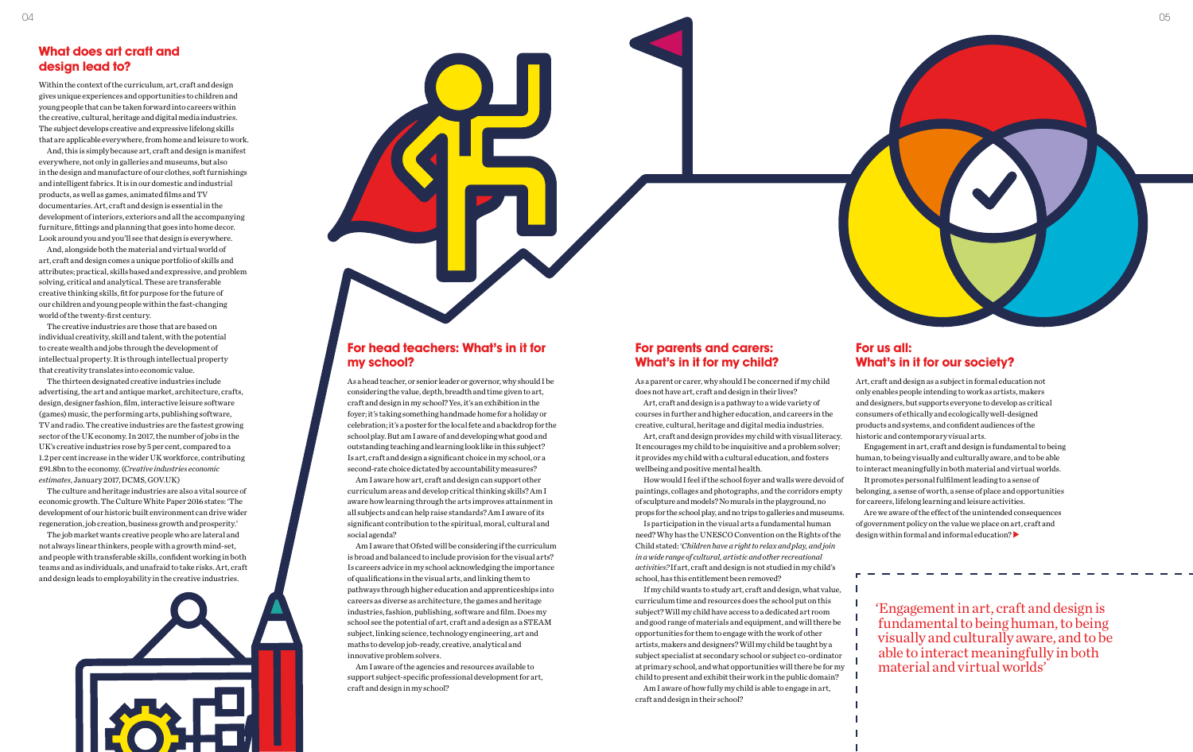## What does art craft and design lead to?

Within the context of the curriculum, art, craft and design gives unique experiences and opportunities to children and young people that can be taken forward into careers within the creative, cultural, heritage and digital media industries. The subject develops creative and expressive lifelong skills that are applicable everywhere, from home and leisure to work.

And, this is simply because art, craft and design is manifest everywhere, not only in galleries and museums, but also in the design and manufacture of our clothes, soft furnishings and intelligent fabrics. It is in our domestic and industrial products, as well as games, animated films and TV documentaries. Art, craft and design is essential in the development of interiors, exteriors and all the accompanying furniture, fittings and planning that goes into home decor. Look around you and you'll see that design is everywhere.

And, alongside both the material and virtual world of art, craft and design comes a unique portfolio of skills and attributes; practical, skills based and expressive, and problem solving, critical and analytical. These are transferable creative thinking skills, fit for purpose for the future of our children and young people within the fast-changing world of the twenty-first century.

The creative industries are those that are based on individual creativity, skill and talent, with the potential to create wealth and jobs through the development of intellectual property. It is through intellectual property that creativity translates into economic value.

The thirteen designated creative industries include advertising, the art and antique market, architecture, crafts, design, designer fashion, film, interactive leisure software (games) music, the performing arts, publishing software, TV and radio. The creative industries are the fastest growing sector of the UK economy. In 2017, the number of jobs in the UK's creative industries rose by 5 per cent, compared to a 1.2 per cent increase in the wider UK workforce, contributing £91.8bn to the economy. (*Creative industries economic estimates*, January 2017, DCMS, GOV.UK)

The culture and heritage industries are also a vital source of economic growth. The Culture White Paper 2016 states: 'The development of our historic built environment can drive wider regeneration, job creation, business growth and prosperity.'

The job market wants creative people who are lateral and not always linear thinkers, people with a growth mind-set, and people with transferable skills, confident working in both teams and as individuals, and unafraid to take risks. Art, craft and design leads to employability in the creative industries.

## For head teachers: What's in it for my school?

As a head teacher, or senior leader or governor, why should I be considering the value, depth, breadth and time given to art, craft and design in my school? Yes, it's an exhibition in the foyer; it's taking something handmade home for a holiday or celebration; it's a poster for the local fete and a backdrop for the school play. But am I aware of and developing what good and outstanding teaching and learning look like in this subject? Is art, craft and design a significant choice in my school, or a second-rate choice dictated by accountability measures?

Am I aware how art, craft and design can support other curriculum areas and develop critical thinking skills? Am I aware how learning through the arts improves attainment in all subjects and can help raise standards? Am I aware of its significant contribution to the spiritual, moral, cultural and social agenda?

Am I aware that Ofsted will be considering if the curriculum is broad and balanced to include provision for the visual arts? Is careers advice in my school acknowledging the importance of qualifications in the visual arts, and linking them to pathways through higher education and apprenticeships into careers as diverse as architecture, the games and heritage industries, fashion, publishing, software and film. Does my school see the potential of art, craft and design as a STEAM subject, linking science, technology engineering, art and maths to develop job-ready, creative, analytical and innovative problem solvers.

Am I aware of the agencies and resources available to support subject-specific professional development for art, craft and design in my school?

## For parents and carers: What's in it for my child?

As a parent or carer, why should I be concerned if my child does not have art, craft and design in their lives?

Art, craft and design is a pathway to a wide variety of courses in further and higher education, and careers in the creative, cultural, heritage and digital media industries.

Art, craft and design provides my child with visual literacy. It encourages my child to be inquisitive and a problem solver; it provides my child with a cultural education, and fosters wellbeing and positive mental health.

How would I feel if the school foyer and walls were devoid of paintings, collages and photographs, and the corridors empty of sculpture and models? No murals in the playground, no props for the school play, and no trips to galleries and museums.

Is participation in the visual arts a fundamental human need? Why has the UNESCO Convention on the Rights of the Child stated: '*Children have a right to relax and play, and join in a wide range of cultural, artistic and other recreational activities*'? If art, craft and design is not studied in my child's school, has this entitlement been removed?

If my child wants to study art, craft and design, what value, curriculum time and resources does the school put on this subject? Will my child have access to a dedicated art room and good range of materials and equipment, and will there be opportunities for them to engage with the work of other artists, makers and designers? Will my child be taught by a subject specialist at secondary school or subject co-ordinator at primary school, and what opportunities will there be for my child to present and exhibit their work in the public domain?

Am I aware of how fully my child is able to engage in art, craft and design in their school?

## For us all: What's in it for our society?

Art, craft and design as a subject in formal education not only enables people intending to work as artists, makers and designers, but supports everyone to develop as critical consumers of ethically and ecologically well-designed products and systems, and confident audiences of the historic and contemporary visual arts.

Engagement in art, craft and design is fundamental to being human, to being visually and culturally aware, and to be able to interact meaningfully in both material and virtual worlds.

It promotes personal fulfilment leading to a sense of belonging, a sense of worth, a sense of place and opportunities for careers, lifelong learning and leisure activities.

Are we aware of the effect of the unintended consequences of government policy on the value we place on art, craft and design within formal and informal education? ▶

> 'Engagement in art, craft and design is fundamental to being human, to being visually and culturally aware, and to be able to interact meaningfully in both material and virtual worlds'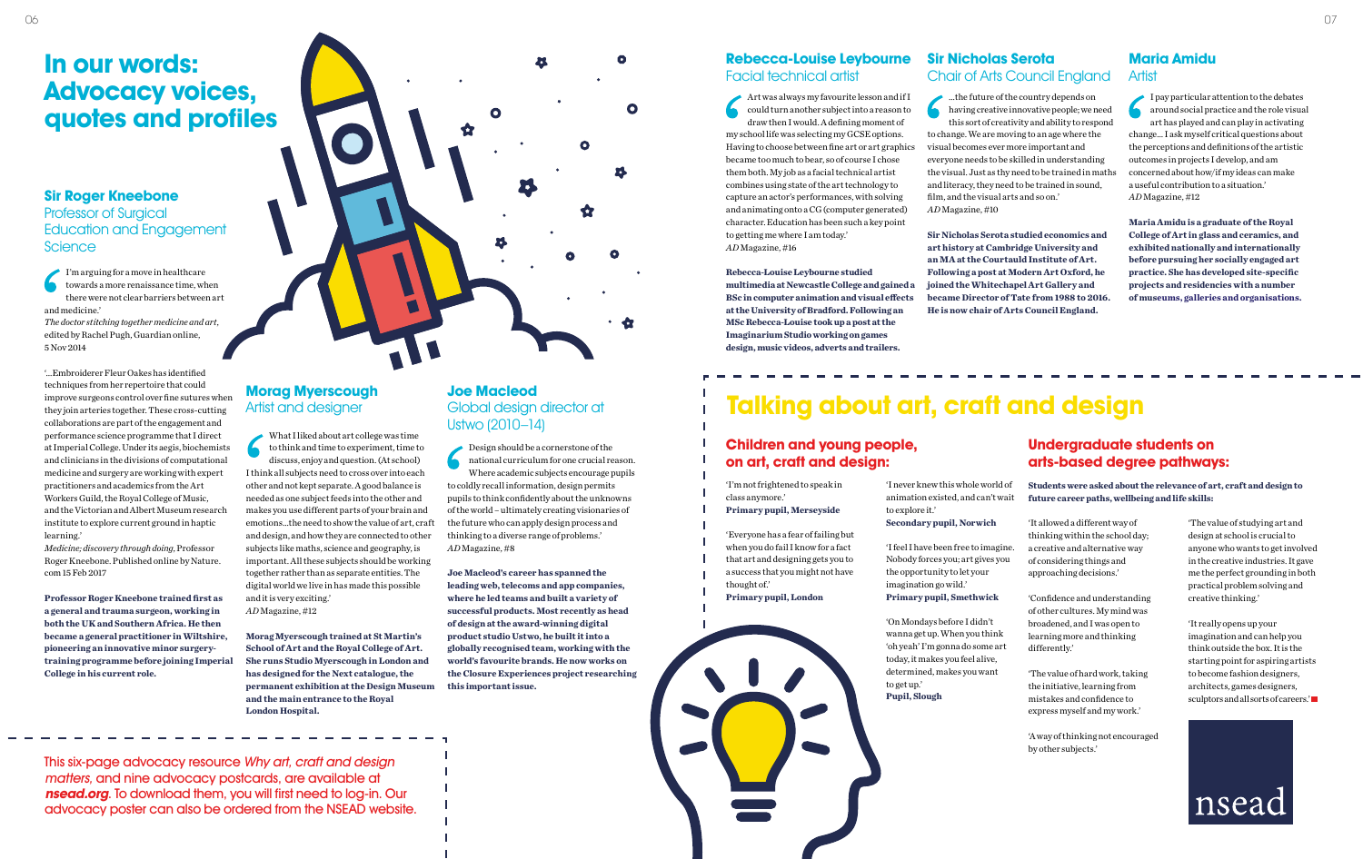# In our words: Advocacy voices, quotes and profiles

### Sir Roger Kneebone
Professor of Surgical Education and Engagement Science

'I'm arguing for a move in healthcare towards a more renaissance time, when there were not clear barriers between art and medicine.'
*The doctor stitching together medicine and art*, edited by Rachel Pugh, Guardian online, 5 Nov 2014

'...Embroiderer Fleur Oakes has identified techniques from her repertoire that could improve surgeons control over fine sutures when they join arteries together. These cross-cutting collaborations are part of the engagement and performance science programme that I direct at Imperial College. Under its aegis, biochemists and clinicians in the divisions of computational medicine and surgery are working with expert practitioners and academics from the Art Workers Guild, the Royal College of Music, and the Victorian and Albert Museum research institute to explore common ground in haptic learning.'
*Medicine; discovery through doing*, Professor Roger Kneebone. Published online by Nature.com 15 Feb 2017

**Professor Roger Kneebone trained first as a general and trauma surgeon, working in both the UK and Southern Africa. He then became a general practitioner in Wiltshire, pioneering an innovative minor surgery-training programme before joining Imperial College in his current role.**

### Morag Myerscough
Artist and designer

'What I liked about art college was time to think and time to experiment, time to discuss, enjoy and question. (At school) I think all subjects need to cross over into each other and not kept separate. A good balance is needed as one subject feeds into the other and makes you use different parts of your brain and emotions...the need to show the value of art, craft and design, and how they are connected to other subjects like maths, science and geography, is important. All these subjects should be working together rather than as separate entities. The digital world we live in has made this possible and it is very exciting.'
*AD* Magazine, #12

**Morag Myerscough trained at St Martin's School of Art and the Royal College of Art. She runs Studio Myerscough in London and has designed for the Next catalogue, the permanent exhibition at the Design Museum and the main entrance to the Royal London Hospital.**

### Joe Macleod
Global design director at Ustwo (2010–14)

'Design should be a cornerstone of the national curriculum for one crucial reason. Where academic subjects encourage pupils to coldly recall information, design permits pupils to think confidently about the unknowns of the world – ultimately creating visionaries of the future who can apply design process and thinking to a diverse range of problems.'
*AD* Magazine, #8

**Joe Macleod's career has spanned the leading web, telecoms and app companies, where he led teams and built a variety of successful products. Most recently as head of design at the award-winning digital product studio Ustwo, he built it into a globally recognised team, working with the world's favourite brands. He now works on the Closure Experiences project researching this important issue.**

### Rebecca-Louise Leybourne
Facial technical artist

'Art was always my favourite lesson and if I could turn another subject into a reason to draw then I would. A defining moment of my school life was selecting my GCSE options. Having to choose between fine art or art graphics became too much to bear, so of course I chose them both. My job as a facial technical artist combines using state of the art technology to capture an actor's performances, with solving and animating onto a CG (computer generated) character. Education has been such a key point to getting me where I am today.'
*AD* Magazine, #16

**Rebecca-Louise Leybourne studied multimedia at Newcastle College and gained a BSc in computer animation and visual effects at the University of Bradford. Following an MSc Rebecca-Louise took up a post at the Imaginarium Studio working on games design, music videos, adverts and trailers.**

### Sir Nicholas Serota
Chair of Arts Council England

'...the future of the country depends on having creative innovative people; we need this sort of creativity and ability to respond to change. We are moving to an age where the visual becomes ever more important and everyone needs to be skilled in understanding the visual. Just as they need to be trained in maths and literacy, they need to be trained in sound, film, and the visual arts and so on.'
*AD* Magazine, #10

**Sir Nicholas Serota studied economics and art history at Cambridge University and an MA at the Courtauld Institute of Art. Following a post at Modern Art Oxford, he joined the Whitechapel Art Gallery and became Director of Tate from 1988 to 2016. He is now chair of Arts Council England.**

### Maria Amidu
Artist

'I pay particular attention to the debates around social practice and the role visual art has played and can play in activating change... I ask myself critical questions about the perceptions and definitions of the artistic outcomes in projects I develop, and am concerned about how/if my ideas can make a useful contribution to a situation.'
*AD* Magazine, #12

**Maria Amidu is a graduate of the Royal College of Art in glass and ceramics, and exhibited nationally and internationally before pursuing her socially engaged art practice. She has developed site-specific projects and residencies with a number of museums, galleries and organisations.**

# Talking about art, craft and design

## Children and young people, on art, craft and design:

'I'm not frightened to speak in class anymore.'
**Primary pupil, Merseyside**

'Everyone has a fear of failing but when you do fail I know for a fact that art and designing gets you to a success that you might not have thought of.'
**Primary pupil, London**

'I never knew this whole world of animation existed, and can't wait to explore it.'
**Secondary pupil, Norwich**

'I feel I have been free to imagine. Nobody forces you; art gives you the opportunity to let your imagination go wild.'
**Primary pupil, Smethwick**

'On Mondays before I didn't wanna get up. When you think 'oh yeah' I'm gonna do some art today, it makes you feel alive, determined, makes you want to get up.'
**Pupil, Slough**

## Undergraduate students on arts-based degree pathways:

**Students were asked about the relevance of art, craft and design to future career paths, wellbeing and life skills:**

'It allowed a different way of thinking within the school day; a creative and alternative way of considering things and approaching decisions.'

'Confidence and understanding of other cultures. My mind was broadened, and I was open to learning more and thinking differently.'

'The value of hard work, taking the initiative, learning from mistakes and confidence to express myself and my work.'

'A way of thinking not encouraged by other subjects.'

'The value of studying art and design at school is crucial to anyone who wants to get involved in the creative industries. It gave me the perfect grounding in both practical problem solving and creative thinking.'

'It really opens up your imagination and can help you think outside the box. It is the starting point for aspiring artists to become fashion designers, architects, games designers, sculptors and all sorts of careers.'

This six-page advocacy resource *Why art, craft and design matters*, and nine advocacy postcards, are available at ***nsead.org***. To download them, you will first need to log-in. Our advocacy poster can also be ordered from the NSEAD website.

nsead